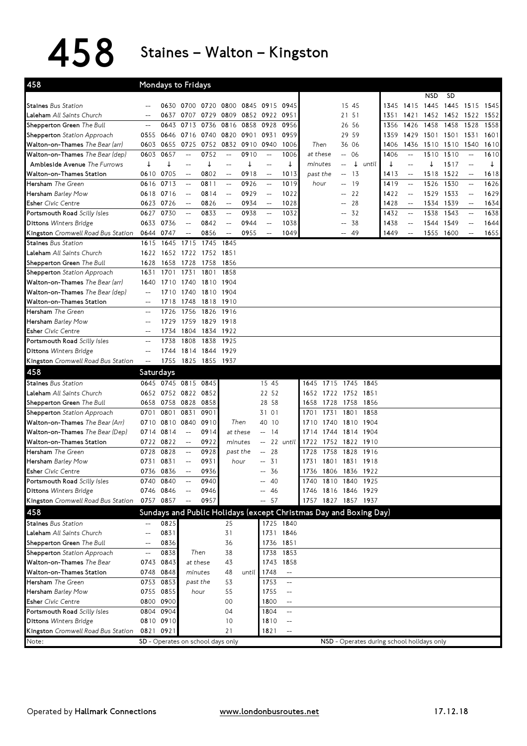# 458 Staines – Walton – Kingston

## 458 Mondays to Fridays

| Stop | | | | | | | | | | | | | | | NSD | SD | | |
|---|---|---|---|---|---|---|---|---|---|---|---|---|---|---|---|---|---|---|
| **Staines** *Bus Station* | -- | 0630 | 0700 | 0720 | 0800 | 0845 | 0915 | 0945 | | 15 | 45 | | 1345 | 1415 | 1445 | 1445 | 1515 | 1545 |
| **Laleham** *All Saints Church* | -- | 0637 | 0707 | 0729 | 0809 | 0852 | 0922 | 0951 | | 21 | 51 | | 1351 | 1421 | 1452 | 1452 | 1522 | 1552 |
| **Shepperton Green** *The Bull* | -- | 0643 | 0713 | 0736 | 0816 | 0858 | 0928 | 0956 | | 26 | 56 | | 1356 | 1426 | 1458 | 1458 | 1528 | 1558 |
| **Shepperton** *Station Approach* | 0555 | 0646 | 0716 | 0740 | 0820 | 0901 | 0931 | 0959 | | 29 | 59 | | 1359 | 1429 | 1501 | 1501 | 1531 | 1601 |
| **Walton-on-Thames** *The Bear (arr)* | 0603 | 0655 | 0725 | 0752 | 0832 | 0910 | 0940 | 1006 | Then | 36 | 06 | | 1406 | 1436 | 1510 | 1510 | 1540 | 1610 |
| **Walton-on-Thames** *The Bear (dep)* | 0603 | 0657 | -- | 0752 | -- | 0910 | -- | 1006 | at these | -- | 06 | | 1406 | -- | 1510 | 1510 | -- | 1610 |
| **Ambleside Avenue** *The Furrows* | ↓ | ↓ | -- | ↓ | -- | ↓ | -- | ↓ | minutes | -- | ↓ | until | ↓ | -- | ↓ | 1517 | -- | ↓ |
| **Walton-on-Thames Station** | 0610 | 0705 | -- | 0802 | -- | 0918 | -- | 1013 | past the | -- | 13 | | 1413 | -- | 1518 | 1522 | -- | 1618 |
| **Hersham** *The Green* | 0616 | 0713 | -- | 0811 | -- | 0926 | -- | 1019 | hour | -- | 19 | | 1419 | -- | 1526 | 1530 | -- | 1626 |
| **Hersham** *Barley Mow* | 0618 | 0716 | -- | 0814 | -- | 0929 | -- | 1022 | | -- | 22 | | 1422 | -- | 1529 | 1533 | -- | 1629 |
| **Esher** *Civic Centre* | 0623 | 0726 | -- | 0826 | -- | 0934 | -- | 1028 | | -- | 28 | | 1428 | -- | 1534 | 1539 | -- | 1634 |
| **Portsmouth Road** *Scilly Isles* | 0627 | 0730 | -- | 0833 | -- | 0938 | -- | 1032 | | -- | 32 | | 1432 | -- | 1538 | 1543 | -- | 1638 |
| **Dittons** *Winters Bridge* | 0633 | 0736 | -- | 0842 | -- | 0944 | -- | 1038 | | -- | 38 | | 1438 | -- | 1544 | 1549 | -- | 1644 |
| **Kingston** *Cromwell Road Bus Station* | 0644 | 0747 | -- | 0856 | -- | 0955 | -- | 1049 | | -- | 49 | | 1449 | -- | 1555 | 1600 | -- | 1655 |

| Stop | | | | | |
|---|---|---|---|---|---|
| **Staines** *Bus Station* | 1615 | 1645 | 1715 | 1745 | 1845 |
| **Laleham** *All Saints Church* | 1622 | 1652 | 1722 | 1752 | 1851 |
| **Shepperton Green** *The Bull* | 1628 | 1658 | 1728 | 1758 | 1856 |
| **Shepperton** *Station Approach* | 1631 | 1701 | 1731 | 1801 | 1858 |
| **Walton-on-Thames** *The Bear (arr)* | 1640 | 1710 | 1740 | 1810 | 1904 |
| **Walton-on-Thames** *The Bear (dep)* | -- | 1710 | 1740 | 1810 | 1904 |
| **Walton-on-Thames Station** | -- | 1718 | 1748 | 1818 | 1910 |
| **Hersham** *The Green* | -- | 1726 | 1756 | 1826 | 1916 |
| **Hersham** *Barley Mow* | -- | 1729 | 1759 | 1829 | 1918 |
| **Esher** *Civic Centre* | -- | 1734 | 1804 | 1834 | 1922 |
| **Portsmouth Road** *Scilly Isles* | -- | 1738 | 1808 | 1838 | 1925 |
| **Dittons** *Winters Bridge* | -- | 1744 | 1814 | 1844 | 1929 |
| **Kingston** *Cromwell Road Bus Station* | -- | 1755 | 1825 | 1855 | 1937 |

## 458 Saturdays

| Stop | | | | | | | | | | | | |
|---|---|---|---|---|---|---|---|---|---|---|---|---|
| **Staines** *Bus Station* | 0645 | 0745 | 0815 | 0845 | | 15 | 45 | | 1645 | 1715 | 1745 | 1845 |
| **Laleham** *All Saints Church* | 0652 | 0752 | 0822 | 0852 | | 22 | 52 | | 1652 | 1722 | 1752 | 1851 |
| **Shepperton Green** *The Bull* | 0658 | 0758 | 0828 | 0858 | | 28 | 58 | | 1658 | 1728 | 1758 | 1856 |
| **Shepperton** *Station Approach* | 0701 | 0801 | 0831 | 0901 | | 31 | 01 | | 1701 | 1731 | 1801 | 1858 |
| **Walton-on-Thames** *The Bear (Arr)* | 0710 | 0810 | 0840 | 0910 | Then | 40 | 10 | | 1710 | 1740 | 1810 | 1904 |
| **Walton-on-Thames** *The Bear (Dep)* | 0714 | 0814 | -- | 0914 | at these | -- | 14 | | 1714 | 1744 | 1814 | 1904 |
| **Walton-on-Thames Station** | 0722 | 0822 | -- | 0922 | minutes | -- | 22 | until | 1722 | 1752 | 1822 | 1910 |
| **Hersham** *The Green* | 0728 | 0828 | -- | 0928 | past the | -- | 28 | | 1728 | 1758 | 1828 | 1916 |
| **Hersham** *Barley Mow* | 0731 | 0831 | -- | 0931 | hour | -- | 31 | | 1731 | 1801 | 1831 | 1918 |
| **Esher** *Civic Centre* | 0736 | 0836 | -- | 0936 | | -- | 36 | | 1736 | 1806 | 1836 | 1922 |
| **Portsmouth Road** *Scilly Isles* | 0740 | 0840 | -- | 0940 | | -- | 40 | | 1740 | 1810 | 1840 | 1925 |
| **Dittons** *Winters Bridge* | 0746 | 0846 | -- | 0946 | | -- | 46 | | 1746 | 1816 | 1846 | 1929 |
| **Kingston** *Cromwell Road Bus Station* | 0757 | 0857 | -- | 0957 | | -- | 57 | | 1757 | 1827 | 1857 | 1937 |

## 458 Sundays and Public Holidays (except Christmas Day and Boxing Day)

| Stop | | | | | | | |
|---|---|---|---|---|---|---|---|
| **Staines** *Bus Station* | -- | 0825 | | 25 | | 1725 | 1840 |
| **Laleham** *All Saints Church* | -- | 0831 | | 31 | | 1731 | 1846 |
| **Shepperton Green** *The Bull* | -- | 0836 | | 36 | | 1736 | 1851 |
| **Shepperton** *Station Approach* | -- | 0838 | Then | 38 | | 1738 | 1853 |
| **Walton-on-Thames** *The Bear* | 0743 | 0843 | at these | 43 | | 1743 | 1858 |
| **Walton-on-Thames Station** | 0748 | 0848 | minutes | 48 | until | 1748 | -- |
| **Hersham** *The Green* | 0753 | 0853 | past the | 53 | | 1753 | -- |
| **Hersham** *Barley Mow* | 0755 | 0855 | hour | 55 | | 1755 | -- |
| **Esher** *Civic Centre* | 0800 | 0900 | | 00 | | 1800 | -- |
| **Portsmouth Road** *Scilly Isles* | 0804 | 0904 | | 04 | | 1804 | -- |
| **Dittons** *Winters Bridge* | 0810 | 0910 | | 10 | | 1810 | -- |
| **Kingston** *Cromwell Road Bus Station* | 0821 | 0921 | | 21 | | 1821 | -- |

Note: **SD** - Operates on school days only. **NSD** - Operates during school holidays only

Operated by **Hallmark Connections** www.londonbusroutes.net 17.12.18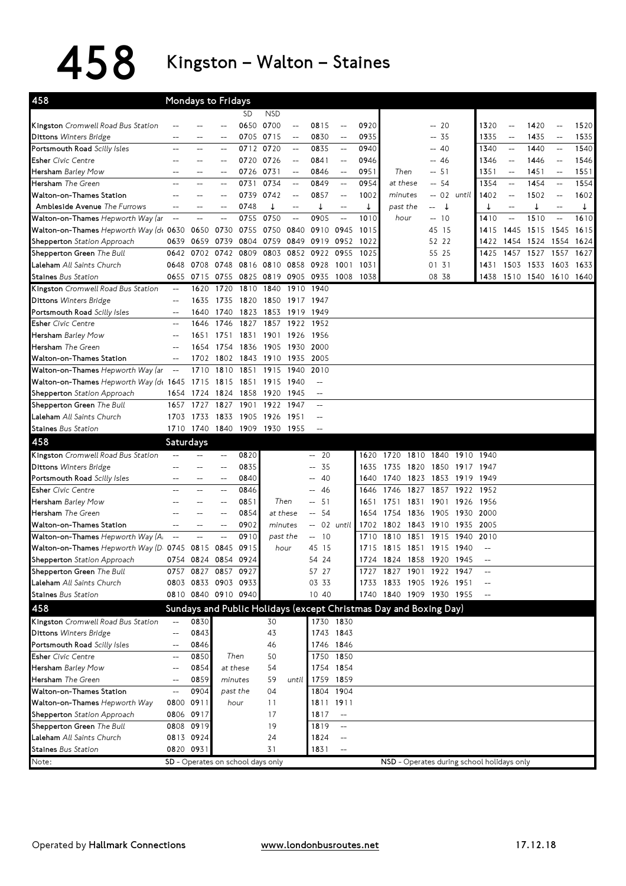# 458 Kingston – Walton – Staines

## 458 Mondays to Fridays

| | | | | SD | NSD | | | | | | | | | | | | |
|---|---|---|---|---|---|---|---|---|---|---|---|---|---|---|---|---|---|
| **Kingston** *Cromwell Road Bus Station* | -- | -- | -- | 0650 | 0700 | -- | 0815 | -- | 0920 | | -- 20 | | 1320 | -- | 1420 | -- | 1520 |
| **Dittons** *Winters Bridge* | -- | -- | -- | 0705 | 0715 | -- | 0830 | -- | 0935 | | -- 35 | | 1335 | -- | 1435 | -- | 1535 |
| **Portsmouth Road** *Scilly Isles* | -- | -- | -- | 0712 | 0720 | -- | 0835 | -- | 0940 | | -- 40 | | 1340 | -- | 1440 | -- | 1540 |
| **Esher** *Civic Centre* | -- | -- | -- | 0720 | 0726 | -- | 0841 | -- | 0946 | | -- 46 | | 1346 | -- | 1446 | -- | 1546 |
| **Hersham** *Barley Mow* | -- | -- | -- | 0726 | 0731 | -- | 0846 | -- | 0951 | Then | -- 51 | | 1351 | -- | 1451 | -- | 1551 |
| **Hersham** *The Green* | -- | -- | -- | 0731 | 0734 | -- | 0849 | -- | 0954 | at these | -- 54 | | 1354 | -- | 1454 | -- | 1554 |
| **Walton-on-Thames Station** | -- | -- | -- | 0739 | 0742 | -- | 0857 | -- | 1002 | minutes | -- 02 | until | 1402 | -- | 1502 | -- | 1602 |
| **Ambleside Avenue** *The Furrows* | -- | -- | -- | 0748 | ↓ | -- | ↓ | -- | ↓ | past the | -- ↓ | | ↓ | -- | ↓ | -- | ↓ |
| **Walton-on-Thames** *Hepworth Way (ar* | -- | -- | -- | 0755 | 0750 | -- | 0905 | -- | 1010 | hour | -- 10 | | 1410 | -- | 1510 | -- | 1610 |
| **Walton-on-Thames** *Hepworth Way (de* | 0630 | 0650 | 0730 | 0755 | 0750 | 0840 | 0910 | 0945 | 1015 | | 45 15 | | 1415 | 1445 | 1515 | 1545 | 1615 |
| **Shepperton** *Station Approach* | 0639 | 0659 | 0739 | 0804 | 0759 | 0849 | 0919 | 0952 | 1022 | | 52 22 | | 1422 | 1454 | 1524 | 1554 | 1624 |
| **Shepperton Green** *The Bull* | 0642 | 0702 | 0742 | 0809 | 0803 | 0852 | 0922 | 0955 | 1025 | | 55 25 | | 1425 | 1457 | 1527 | 1557 | 1627 |
| **Laleham** *All Saints Church* | 0648 | 0708 | 0748 | 0816 | 0810 | 0858 | 0928 | 1001 | 1031 | | 01 31 | | 1431 | 1503 | 1533 | 1603 | 1633 |
| **Staines** *Bus Station* | 0655 | 0715 | 0755 | 0825 | 0819 | 0905 | 0935 | 1008 | 1038 | | 08 38 | | 1438 | 1510 | 1540 | 1610 | 1640 |

| | | | | | | | |
|---|---|---|---|---|---|---|---|
| **Kingston** *Cromwell Road Bus Station* | -- | 1620 | 1720 | 1810 | 1840 | 1910 | 1940 |
| **Dittons** *Winters Bridge* | -- | 1635 | 1735 | 1820 | 1850 | 1917 | 1947 |
| **Portsmouth Road** *Scilly Isles* | -- | 1640 | 1740 | 1823 | 1853 | 1919 | 1949 |
| **Esher** *Civic Centre* | -- | 1646 | 1746 | 1827 | 1857 | 1922 | 1952 |
| **Hersham** *Barley Mow* | -- | 1651 | 1751 | 1831 | 1901 | 1926 | 1956 |
| **Hersham** *The Green* | -- | 1654 | 1754 | 1836 | 1905 | 1930 | 2000 |
| **Walton-on-Thames Station** | -- | 1702 | 1802 | 1843 | 1910 | 1935 | 2005 |
| **Walton-on-Thames** *Hepworth Way (ar* | -- | 1710 | 1810 | 1851 | 1915 | 1940 | 2010 |
| **Walton-on-Thames** *Hepworth Way (de* | 1645 | 1715 | 1815 | 1851 | 1915 | 1940 | -- |
| **Shepperton** *Station Approach* | 1654 | 1724 | 1824 | 1858 | 1920 | 1945 | -- |
| **Shepperton Green** *The Bull* | 1657 | 1727 | 1827 | 1901 | 1922 | 1947 | -- |
| **Laleham** *All Saints Church* | 1703 | 1733 | 1833 | 1905 | 1926 | 1951 | -- |
| **Staines** *Bus Station* | 1710 | 1740 | 1840 | 1909 | 1930 | 1955 | -- |

## 458 Saturdays

| | | | | | | | | | | | | | | |
|---|---|---|---|---|---|---|---|---|---|---|---|---|---|---|
| **Kingston** *Cromwell Road Bus Station* | -- | -- | -- | 0820 | | -- 20 | | 1620 | 1720 | 1810 | 1840 | 1910 | 1940 |
| **Dittons** *Winters Bridge* | -- | -- | -- | 0835 | | -- 35 | | 1635 | 1735 | 1820 | 1850 | 1917 | 1947 |
| **Portsmouth Road** *Scilly Isles* | -- | -- | -- | 0840 | | -- 40 | | 1640 | 1740 | 1823 | 1853 | 1919 | 1949 |
| **Esher** *Civic Centre* | -- | -- | -- | 0846 | | -- 46 | | 1646 | 1746 | 1827 | 1857 | 1922 | 1952 |
| **Hersham** *Barley Mow* | -- | -- | -- | 0851 | Then | -- 51 | | 1651 | 1751 | 1831 | 1901 | 1926 | 1956 |
| **Hersham** *The Green* | -- | -- | -- | 0854 | at these | -- 54 | | 1654 | 1754 | 1836 | 1905 | 1930 | 2000 |
| **Walton-on-Thames Station** | -- | -- | -- | 0902 | minutes | -- 02 | until | 1702 | 1802 | 1843 | 1910 | 1935 | 2005 |
| **Walton-on-Thames** *Hepworth Way (A* | -- | -- | -- | 0910 | past the | -- 10 | | 1710 | 1810 | 1851 | 1915 | 1940 | 2010 |
| **Walton-on-Thames** *Hepworth Way (D* | 0745 | 0815 | 0845 | 0915 | hour | 45 15 | | 1715 | 1815 | 1851 | 1915 | 1940 | -- |
| **Shepperton** *Station Approach* | 0754 | 0824 | 0854 | 0924 | | 54 24 | | 1724 | 1824 | 1858 | 1920 | 1945 | -- |
| **Shepperton Green** *The Bull* | 0757 | 0827 | 0857 | 0927 | | 57 27 | | 1727 | 1827 | 1901 | 1922 | 1947 | -- |
| **Laleham** *All Saints Church* | 0803 | 0833 | 0903 | 0933 | | 03 33 | | 1733 | 1833 | 1905 | 1926 | 1951 | -- |
| **Staines** *Bus Station* | 0810 | 0840 | 0910 | 0940 | | 10 40 | | 1740 | 1840 | 1909 | 1930 | 1955 | -- |

## 458 Sundays and Public Holidays (except Christmas Day and Boxing Day)

| | | | | | | | |
|---|---|---|---|---|---|---|---|
| **Kingston** *Cromwell Road Bus Station* | -- | 0830 | | 30 | | 1730 | 1830 |
| **Dittons** *Winters Bridge* | -- | 0843 | | 43 | | 1743 | 1843 |
| **Portsmouth Road** *Scilly Isles* | -- | 0846 | | 46 | | 1746 | 1846 |
| **Esher** *Civic Centre* | -- | 0850 | Then | 50 | | 1750 | 1850 |
| **Hersham** *Barley Mow* | -- | 0854 | at these | 54 | | 1754 | 1854 |
| **Hersham** *The Green* | -- | 0859 | minutes | 59 | until | 1759 | 1859 |
| **Walton-on-Thames Station** | -- | 0904 | past the | 04 | | 1804 | 1904 |
| **Walton-on-Thames** *Hepworth Way* | 0800 | 0911 | hour | 11 | | 1811 | 1911 |
| **Shepperton** *Station Approach* | 0806 | 0917 | | 17 | | 1817 | -- |
| **Shepperton Green** *The Bull* | 0808 | 0919 | | 19 | | 1819 | -- |
| **Laleham** *All Saints Church* | 0813 | 0924 | | 24 | | 1824 | -- |
| **Staines** *Bus Station* | 0820 | 0931 | | 31 | | 1831 | -- |

Note: SD - Operates on school days only. NSD - Operates during school holidays only

Operated by **Hallmark Connections** www.londonbusroutes.net 17.12.18